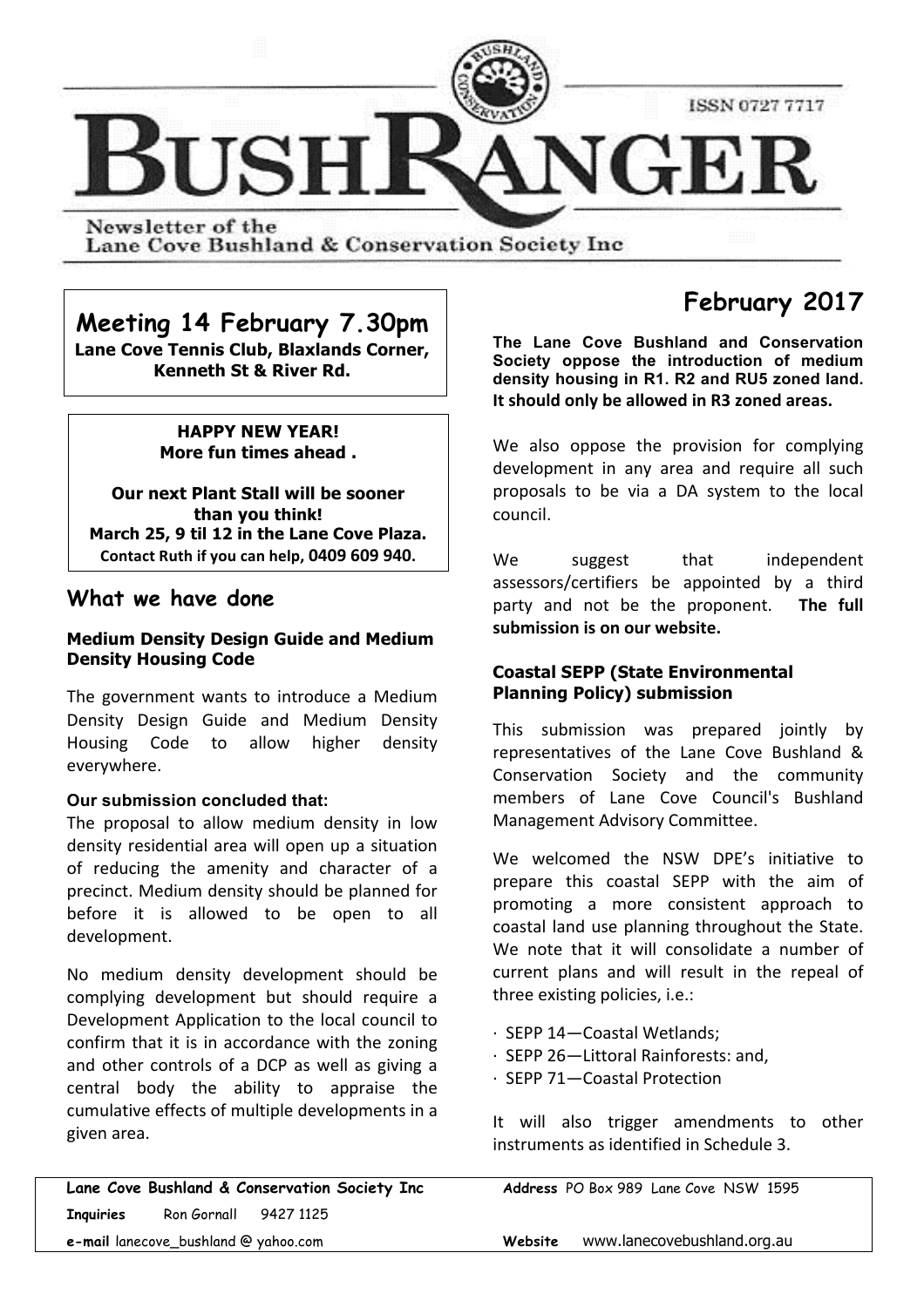# BUSHRANGER

ISSN 0727 7717

Newsletter of the Lane Cove Bushland & Conservation Society Inc

## Meeting 14 February 7.30pm

**Lane Cove Tennis Club, Blaxlands Corner, Kenneth St & River Rd.**

**HAPPY NEW YEAR!**
**More fun times ahead .**

**Our next Plant Stall will be sooner than you think!**
**March 25, 9 til 12 in the Lane Cove Plaza.**
**Contact Ruth if you can help, 0409 609 940.**

## What we have done

### Medium Density Design Guide and Medium Density Housing Code

The government wants to introduce a Medium Density Design Guide and Medium Density Housing Code to allow higher density everywhere.

**Our submission concluded that:**

The proposal to allow medium density in low density residential area will open up a situation of reducing the amenity and character of a precinct. Medium density should be planned for before it is allowed to be open to all development.

No medium density development should be complying development but should require a Development Application to the local council to confirm that it is in accordance with the zoning and other controls of a DCP as well as giving a central body the ability to appraise the cumulative effects of multiple developments in a given area.

## February 2017

**The Lane Cove Bushland and Conservation Society oppose the introduction of medium density housing in R1. R2 and RU5 zoned land. It should only be allowed in R3 zoned areas.**

We also oppose the provision for complying development in any area and require all such proposals to be via a DA system to the local council.

We suggest that independent assessors/certifiers be appointed by a third party and not be the proponent. **The full submission is on our website.**

### Coastal SEPP (State Environmental Planning Policy) submission

This submission was prepared jointly by representatives of the Lane Cove Bushland & Conservation Society and the community members of Lane Cove Council's Bushland Management Advisory Committee.

We welcomed the NSW DPE's initiative to prepare this coastal SEPP with the aim of promoting a more consistent approach to coastal land use planning throughout the State. We note that it will consolidate a number of current plans and will result in the repeal of three existing policies, i.e.:

- SEPP 14—Coastal Wetlands;
- SEPP 26—Littoral Rainforests: and,
- SEPP 71—Coastal Protection

It will also trigger amendments to other instruments as identified in Schedule 3.

**Lane Cove Bushland & Conservation Society Inc** — **Address** PO Box 989 Lane Cove NSW 1595
**Inquiries** Ron Gornall 9427 1125
**e-mail** lanecove_bushland @ yahoo.com — **Website** www.lanecovebushland.org.au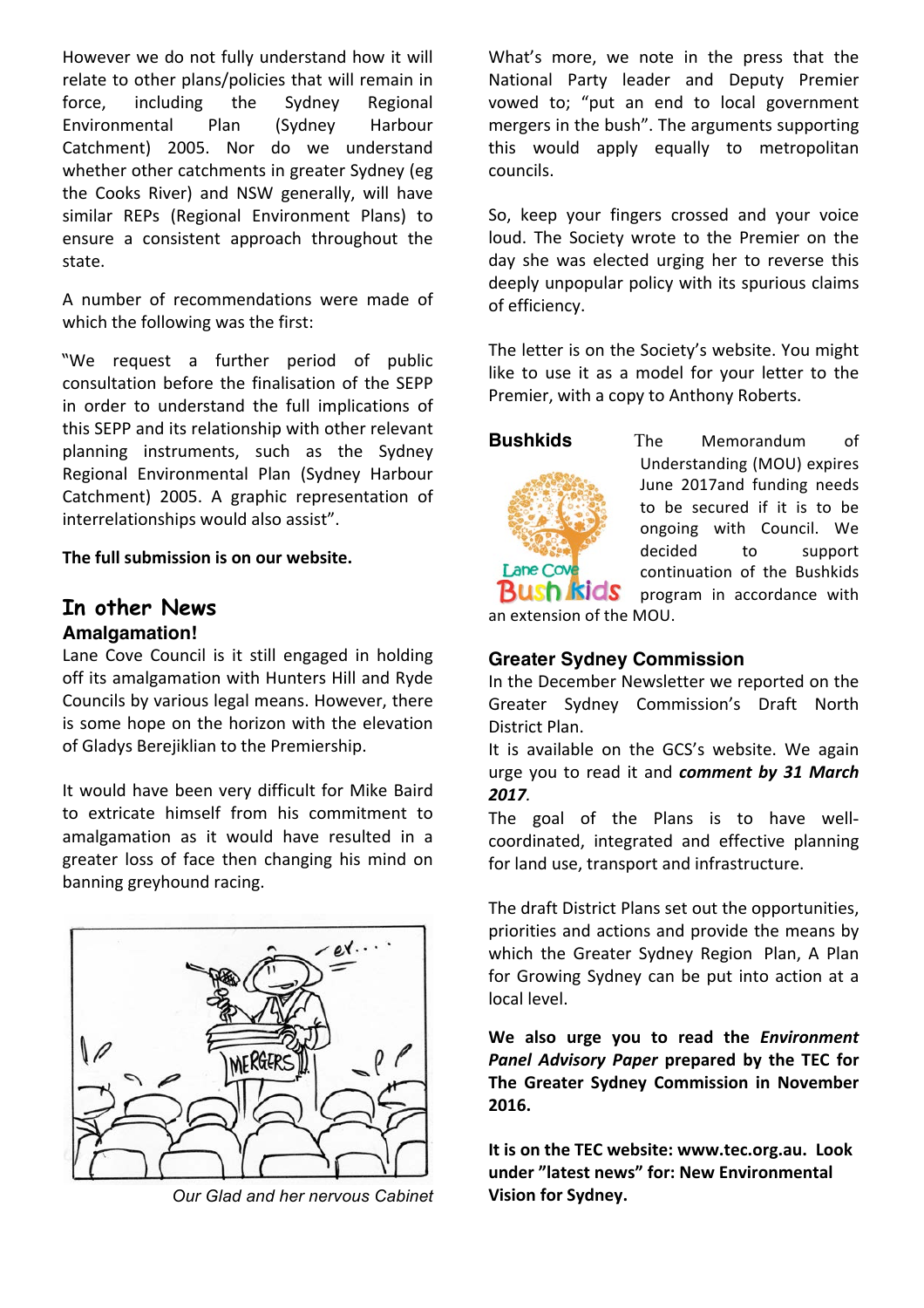However we do not fully understand how it will relate to other plans/policies that will remain in force, including the Sydney Regional Environmental Plan (Sydney Harbour Catchment) 2005. Nor do we understand whether other catchments in greater Sydney (eg the Cooks River) and NSW generally, will have similar REPs (Regional Environment Plans) to ensure a consistent approach throughout the state.

A number of recommendations were made of which the following was the first:

"We request a further period of public consultation before the finalisation of the SEPP in order to understand the full implications of this SEPP and its relationship with other relevant planning instruments, such as the Sydney Regional Environmental Plan (Sydney Harbour Catchment) 2005. A graphic representation of interrelationships would also assist".

**The full submission is on our website.**

## In other News

### Amalgamation!

Lane Cove Council is it still engaged in holding off its amalgamation with Hunters Hill and Ryde Councils by various legal means. However, there is some hope on the horizon with the elevation of Gladys Berejiklian to the Premiership.

It would have been very difficult for Mike Baird to extricate himself from his commitment to amalgamation as it would have resulted in a greater loss of face then changing his mind on banning greyhound racing.

*Our Glad and her nervous Cabinet*

What's more, we note in the press that the National Party leader and Deputy Premier vowed to; "put an end to local government mergers in the bush". The arguments supporting this would apply equally to metropolitan councils.

So, keep your fingers crossed and your voice loud. The Society wrote to the Premier on the day she was elected urging her to reverse this deeply unpopular policy with its spurious claims of efficiency.

The letter is on the Society's website. You might like to use it as a model for your letter to the Premier, with a copy to Anthony Roberts.

### Bushkids

The Memorandum of Understanding (MOU) expires June 2017and funding needs to be secured if it is to be ongoing with Council. We decided to support continuation of the Bushkids program in accordance with an extension of the MOU.

### Greater Sydney Commission

In the December Newsletter we reported on the Greater Sydney Commission's Draft North District Plan.

It is available on the GCS's website. We again urge you to read it and ***comment by 31 March 2017***.

The goal of the Plans is to have well-coordinated, integrated and effective planning for land use, transport and infrastructure.

The draft District Plans set out the opportunities, priorities and actions and provide the means by which the Greater Sydney Region Plan, A Plan for Growing Sydney can be put into action at a local level.

**We also urge you to read the *Environment Panel Advisory Paper* prepared by the TEC for The Greater Sydney Commission in November 2016.**

**It is on the TEC website: www.tec.org.au. Look under "latest news" for: New Environmental Vision for Sydney.**